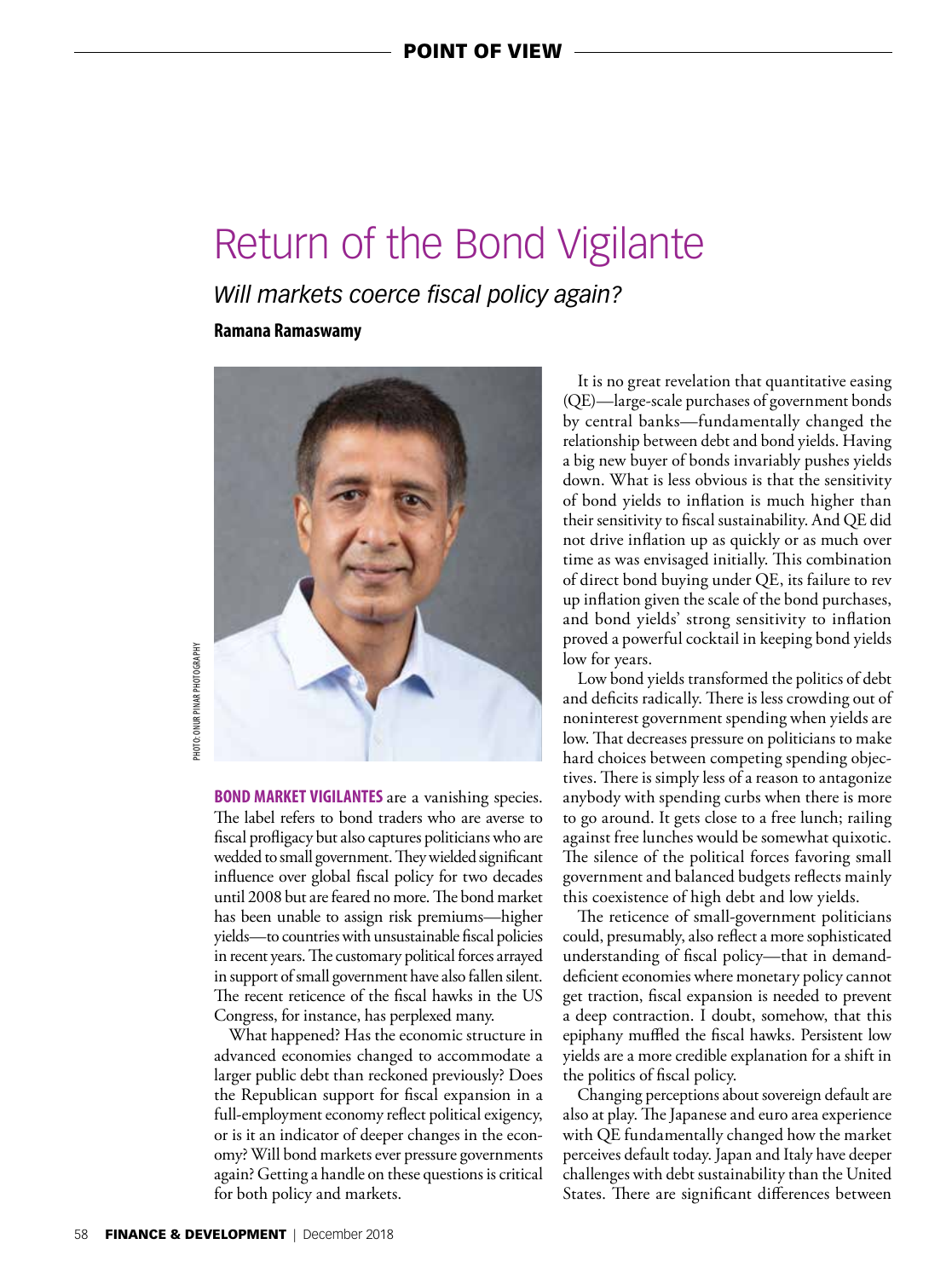POINT OF VIEW

# Return of the Bond Vigilante

*Will markets coerce fiscal policy again?*

**Ramana Ramaswamy**

PHOTO: ONUR PINAR PHOTOGRAPHY

**BOND MARKET VIGILANTES** are a vanishing species. The label refers to bond traders who are averse to fiscal profligacy but also captures politicians who are wedded to small government. They wielded significant influence over global fiscal policy for two decades until 2008 but are feared no more. The bond market has been unable to assign risk premiums—higher yields—to countries with unsustainable fiscal policies in recent years. The customary political forces arrayed in support of small government have also fallen silent. The recent reticence of the fiscal hawks in the US Congress, for instance, has perplexed many.

What happened? Has the economic structure in advanced economies changed to accommodate a larger public debt than reckoned previously? Does the Republican support for fiscal expansion in a full-employment economy reflect political exigency, or is it an indicator of deeper changes in the economy? Will bond markets ever pressure governments again? Getting a handle on these questions is critical for both policy and markets.

It is no great revelation that quantitative easing (QE)—large-scale purchases of government bonds by central banks—fundamentally changed the relationship between debt and bond yields. Having a big new buyer of bonds invariably pushes yields down. What is less obvious is that the sensitivity of bond yields to inflation is much higher than their sensitivity to fiscal sustainability. And QE did not drive inflation up as quickly or as much over time as was envisaged initially. This combination of direct bond buying under QE, its failure to rev up inflation given the scale of the bond purchases, and bond yields' strong sensitivity to inflation proved a powerful cocktail in keeping bond yields low for years.

Low bond yields transformed the politics of debt and deficits radically. There is less crowding out of noninterest government spending when yields are low. That decreases pressure on politicians to make hard choices between competing spending objectives. There is simply less of a reason to antagonize anybody with spending curbs when there is more to go around. It gets close to a free lunch; railing against free lunches would be somewhat quixotic. The silence of the political forces favoring small government and balanced budgets reflects mainly this coexistence of high debt and low yields.

The reticence of small-government politicians could, presumably, also reflect a more sophisticated understanding of fiscal policy—that in demand-deficient economies where monetary policy cannot get traction, fiscal expansion is needed to prevent a deep contraction. I doubt, somehow, that this epiphany muffled the fiscal hawks. Persistent low yields are a more credible explanation for a shift in the politics of fiscal policy.

Changing perceptions about sovereign default are also at play. The Japanese and euro area experience with QE fundamentally changed how the market perceives default today. Japan and Italy have deeper challenges with debt sustainability than the United States. There are significant differences between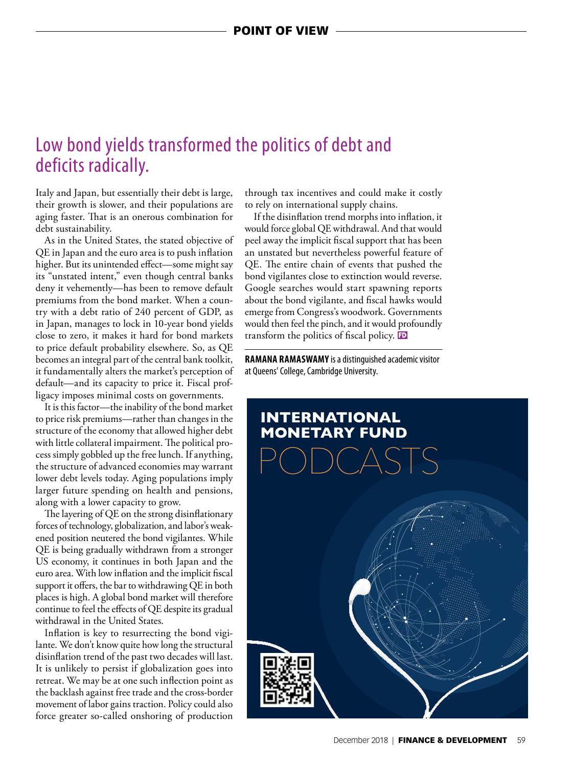## Low bond yields transformed the politics of debt and deficits radically.

Italy and Japan, but essentially their debt is large, their growth is slower, and their populations are aging faster. That is an onerous combination for debt sustainability.

As in the United States, the stated objective of QE in Japan and the euro area is to push inflation higher. But its unintended effect—some might say its "unstated intent," even though central banks deny it vehemently—has been to remove default premiums from the bond market. When a country with a debt ratio of 240 percent of GDP, as in Japan, manages to lock in 10-year bond yields close to zero, it makes it hard for bond markets to price default probability elsewhere. So, as QE becomes an integral part of the central bank toolkit, it fundamentally alters the market's perception of default—and its capacity to price it. Fiscal profligacy imposes minimal costs on governments.

It is this factor—the inability of the bond market to price risk premiums—rather than changes in the structure of the economy that allowed higher debt with little collateral impairment. The political process simply gobbled up the free lunch. If anything, the structure of advanced economies may warrant lower debt levels today. Aging populations imply larger future spending on health and pensions, along with a lower capacity to grow.

The layering of QE on the strong disinflationary forces of technology, globalization, and labor's weakened position neutered the bond vigilantes. While QE is being gradually withdrawn from a stronger US economy, it continues in both Japan and the euro area. With low inflation and the implicit fiscal support it offers, the bar to withdrawing QE in both places is high. A global bond market will therefore continue to feel the effects of QE despite its gradual withdrawal in the United States.

Inflation is key to resurrecting the bond vigilante. We don't know quite how long the structural disinflation trend of the past two decades will last. It is unlikely to persist if globalization goes into retreat. We may be at one such inflection point as the backlash against free trade and the cross-border movement of labor gains traction. Policy could also force greater so-called onshoring of production through tax incentives and could make it costly to rely on international supply chains.

If the disinflation trend morphs into inflation, it would force global QE withdrawal. And that would peel away the implicit fiscal support that has been an unstated but nevertheless powerful feature of QE. The entire chain of events that pushed the bond vigilantes close to extinction would reverse. Google searches would start spawning reports about the bond vigilante, and fiscal hawks would emerge from Congress's woodwork. Governments would then feel the pinch, and it would profoundly transform the politics of fiscal policy.

**RAMANA RAMASWAMY** is a distinguished academic visitor at Queens' College, Cambridge University.

INTERNATIONAL MONETARY FUND PODCASTS